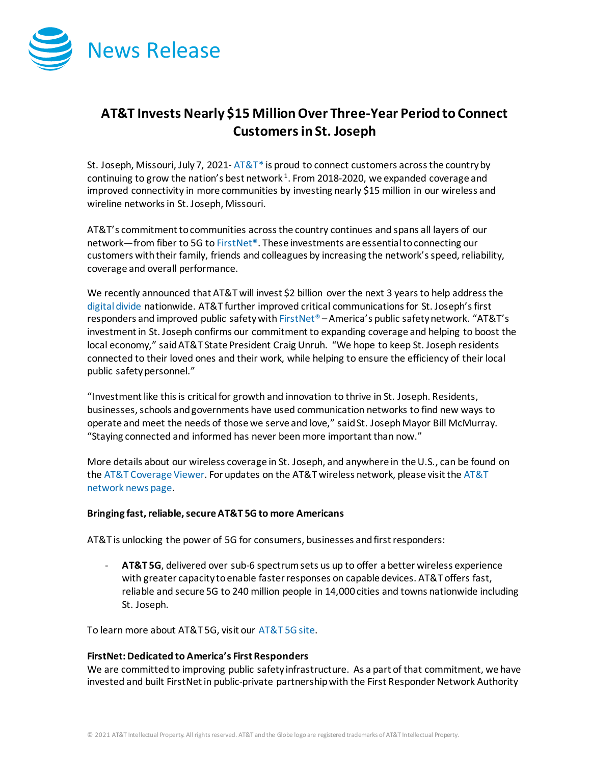News Release

# AT&T Invests Nearly $15 Million Over Three-Year Period to Connect Customers in St. Joseph

St. Joseph, Missouri, July 7, 2021- AT&T* is proud to connect customers across the country by continuing to grow the nation's best network[1]. From 2018-2020, we expanded coverage and improved connectivity in more communities by investing nearly $15 million in our wireless and wireline networks in St. Joseph, Missouri.

AT&T's commitment to communities across the country continues and spans all layers of our network—from fiber to 5G to FirstNet®. These investments are essential to connecting our customers with their family, friends and colleagues by increasing the network's speed, reliability, coverage and overall performance.

We recently announced that AT&T will invest $2 billion over the next 3 years to help address the digital divide nationwide. AT&T further improved critical communications for St. Joseph's first responders and improved public safety with FirstNet® – America's public safety network. "AT&T's investment in St. Joseph confirms our commitment to expanding coverage and helping to boost the local economy," said AT&T State President Craig Unruh. "We hope to keep St. Joseph residents connected to their loved ones and their work, while helping to ensure the efficiency of their local public safety personnel."

"Investment like this is critical for growth and innovation to thrive in St. Joseph. Residents, businesses, schools and governments have used communication networks to find new ways to operate and meet the needs of those we serve and love," said St. Joseph Mayor Bill McMurray. "Staying connected and informed has never been more important than now."

More details about our wireless coverage in St. Joseph, and anywhere in the U.S., can be found on the AT&T Coverage Viewer. For updates on the AT&T wireless network, please visit the AT&T network news page.

**Bringing fast, reliable, secure AT&T 5G to more Americans**

AT&T is unlocking the power of 5G for consumers, businesses and first responders:

- **AT&T 5G**, delivered over sub-6 spectrum sets us up to offer a better wireless experience with greater capacity to enable faster responses on capable devices. AT&T offers fast, reliable and secure 5G to 240 million people in 14,000 cities and towns nationwide including St. Joseph.

To learn more about AT&T 5G, visit our AT&T 5G site.

**FirstNet: Dedicated to America's First Responders**

We are committed to improving public safety infrastructure. As a part of that commitment, we have invested and built FirstNet in public-private partnership with the First Responder Network Authority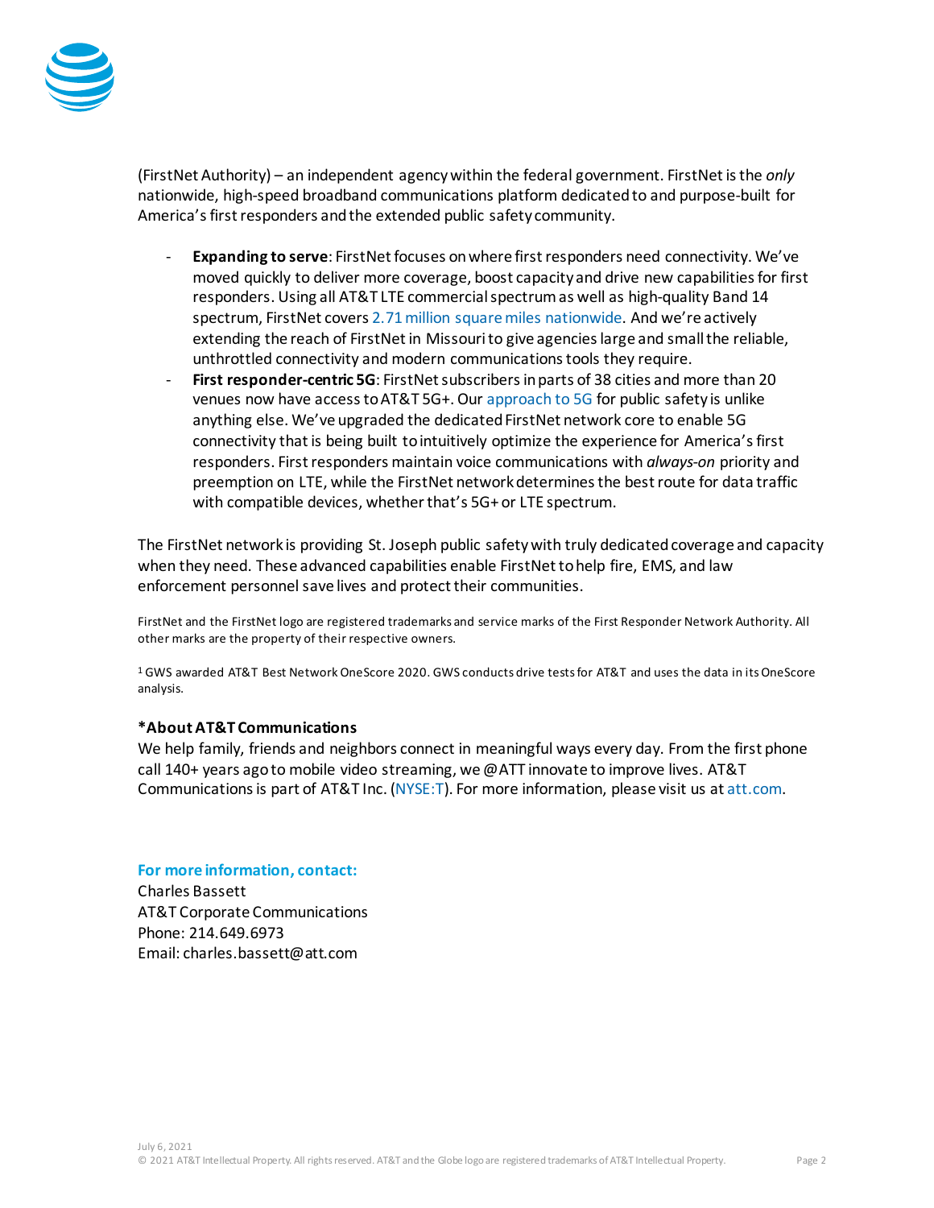(FirstNet Authority) – an independent agency within the federal government. FirstNet is the *only* nationwide, high-speed broadband communications platform dedicated to and purpose-built for America's first responders and the extended public safety community.

- **Expanding to serve**: FirstNet focuses on where first responders need connectivity. We've moved quickly to deliver more coverage, boost capacity and drive new capabilities for first responders. Using all AT&T LTE commercial spectrum as well as high-quality Band 14 spectrum, FirstNet covers 2.71 million square miles nationwide. And we're actively extending the reach of FirstNet in Missouri to give agencies large and small the reliable, unthrottled connectivity and modern communications tools they require.
- **First responder-centric 5G**: FirstNet subscribers in parts of 38 cities and more than 20 venues now have access to AT&T 5G+. Our approach to 5G for public safety is unlike anything else. We've upgraded the dedicated FirstNet network core to enable 5G connectivity that is being built to intuitively optimize the experience for America's first responders. First responders maintain voice communications with *always-on* priority and preemption on LTE, while the FirstNet network determines the best route for data traffic with compatible devices, whether that's 5G+ or LTE spectrum.

The FirstNet network is providing St. Joseph public safety with truly dedicated coverage and capacity when they need. These advanced capabilities enable FirstNet to help fire, EMS, and law enforcement personnel save lives and protect their communities.

FirstNet and the FirstNet logo are registered trademarks and service marks of the First Responder Network Authority. All other marks are the property of their respective owners.

[1] GWS awarded AT&T Best Network OneScore 2020. GWS conducts drive tests for AT&T and uses the data in its OneScore analysis.

**\*About AT&T Communications**

We help family, friends and neighbors connect in meaningful ways every day. From the first phone call 140+ years ago to mobile video streaming, we @ATT innovate to improve lives. AT&T Communications is part of AT&T Inc. (NYSE:T). For more information, please visit us at att.com.

**For more information, contact:**

Charles Bassett
AT&T Corporate Communications
Phone: 214.649.6973
Email: charles.bassett@att.com

July 6, 2021
© 2021 AT&T Intellectual Property. All rights reserved. AT&T and the Globe logo are registered trademarks of AT&T Intellectual Property.